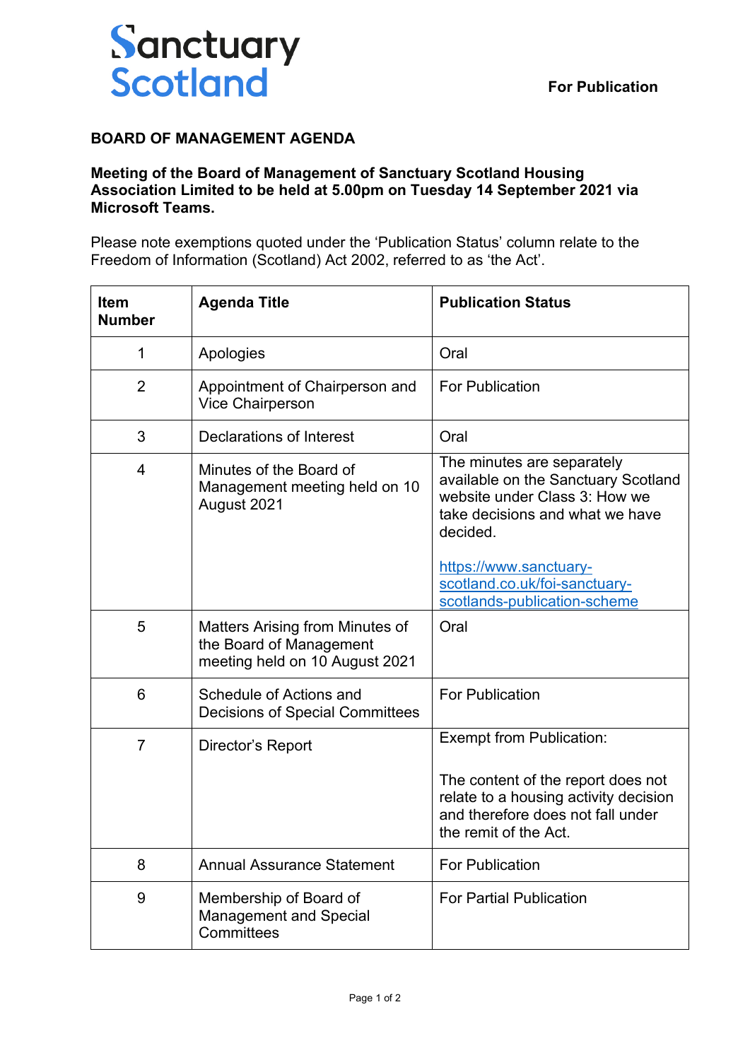Sanctuary Scotland

**For Publication**

# BOARD OF MANAGEMENT AGENDA

**Meeting of the Board of Management of Sanctuary Scotland Housing Association Limited to be held at 5.00pm on Tuesday 14 September 2021 via Microsoft Teams.**

Please note exemptions quoted under the 'Publication Status' column relate to the Freedom of Information (Scotland) Act 2002, referred to as 'the Act'.

| Item Number | Agenda Title | Publication Status |
|---|---|---|
| 1 | Apologies | Oral |
| 2 | Appointment of Chairperson and Vice Chairperson | For Publication |
| 3 | Declarations of Interest | Oral |
| 4 | Minutes of the Board of Management meeting held on 10 August 2021 | The minutes are separately available on the Sanctuary Scotland website under Class 3: How we take decisions and what we have decided.<br><br>https://www.sanctuary-scotland.co.uk/foi-sanctuary-scotlands-publication-scheme |
| 5 | Matters Arising from Minutes of the Board of Management meeting held on 10 August 2021 | Oral |
| 6 | Schedule of Actions and Decisions of Special Committees | For Publication |
| 7 | Director's Report | Exempt from Publication:<br><br>The content of the report does not relate to a housing activity decision and therefore does not fall under the remit of the Act. |
| 8 | Annual Assurance Statement | For Publication |
| 9 | Membership of Board of Management and Special Committees | For Partial Publication |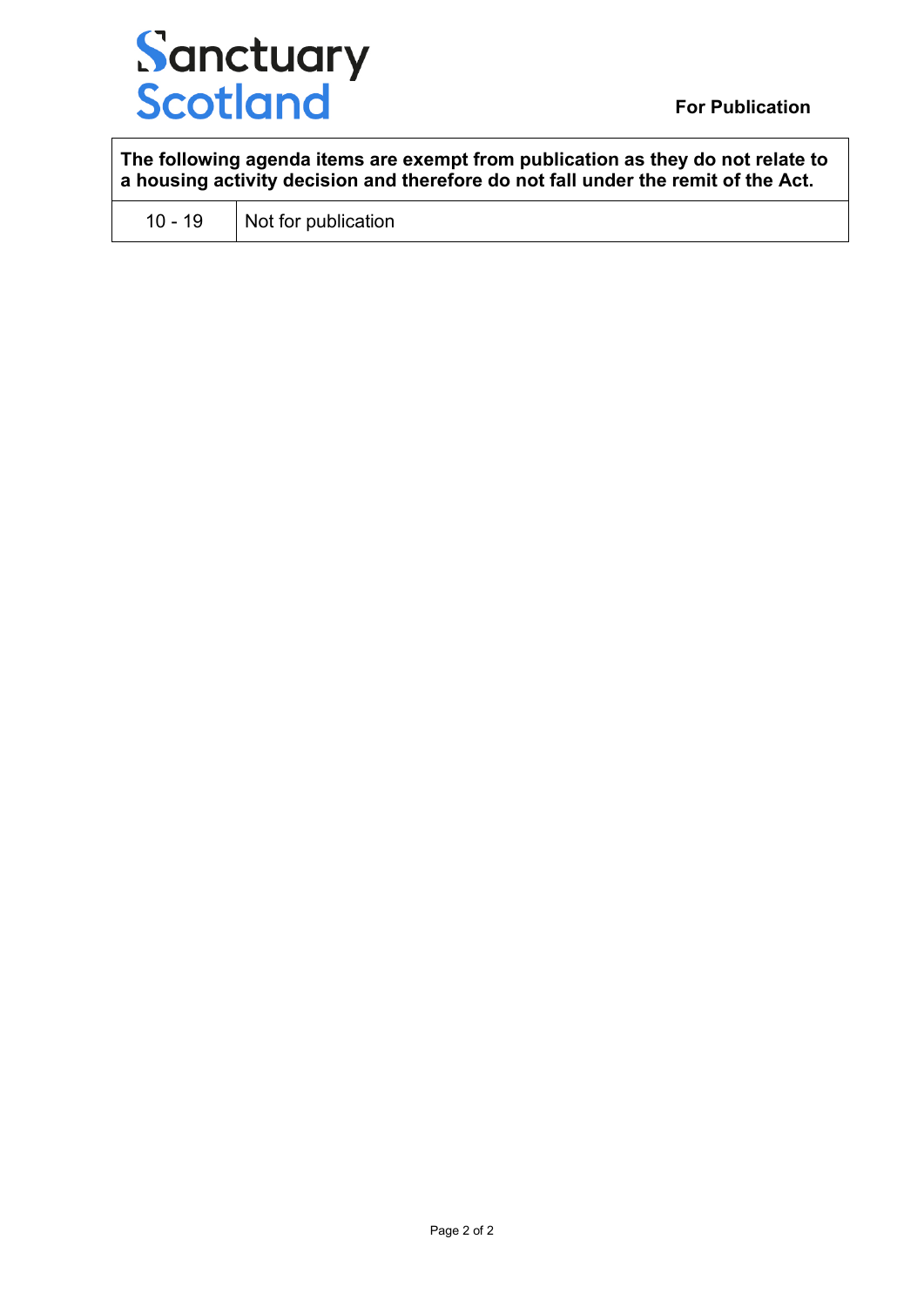Sanctuary Scotland

**For Publication**

| **The following agenda items are exempt from publication as they do not relate to a housing activity decision and therefore do not fall under the remit of the Act.** | |
|---|---|
| 10 - 19 | Not for publication |